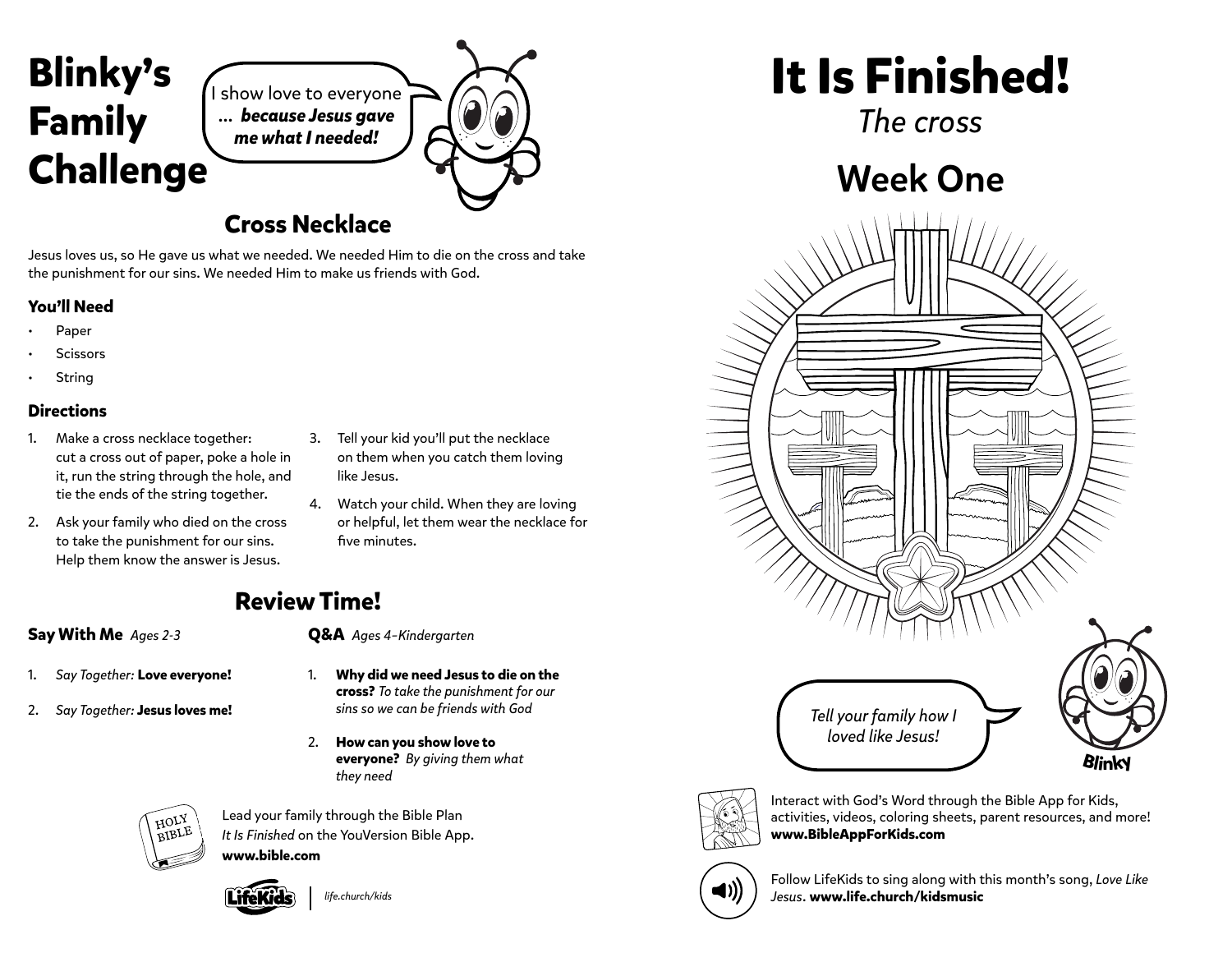# Blinky's Family Challenge

I show love to everyone ... ***because Jesus gave me what I needed!***

## Cross Necklace

Jesus loves us, so He gave us what we needed. We needed Him to die on the cross and take the punishment for our sins. We needed Him to make us friends with God.

### You'll Need

- Paper
- Scissors
- String

### Directions

1. Make a cross necklace together: cut a cross out of paper, poke a hole in it, run the string through the hole, and tie the ends of the string together.
2. Ask your family who died on the cross to take the punishment for our sins. Help them know the answer is Jesus.
3. Tell your kid you'll put the necklace on them when you catch them loving like Jesus.
4. Watch your child. When they are loving or helpful, let them wear the necklace for five minutes.

## Review Time!

### Say With Me *Ages 2-3*

1. *Say Together:* **Love everyone!**
2. *Say Together:* **Jesus loves me!**

### Q&A *Ages 4–Kindergarten*

1. **Why did we need Jesus to die on the cross?** *To take the punishment for our sins so we can be friends with God*
2. **How can you show love to everyone?** *By giving them what they need*

Lead your family through the Bible Plan *It Is Finished* on the YouVersion Bible App.
**www.bible.com**

LifeKids | life.church/kids

# It Is Finished!

*The cross*

## Week One

*Tell your family how I loved like Jesus!*

Blinky

Interact with God's Word through the Bible App for Kids, activities, videos, coloring sheets, parent resources, and more!
**www.BibleAppForKids.com**

Follow LifeKids to sing along with this month's song, *Love Like Jesus*. **www.life.church/kidsmusic**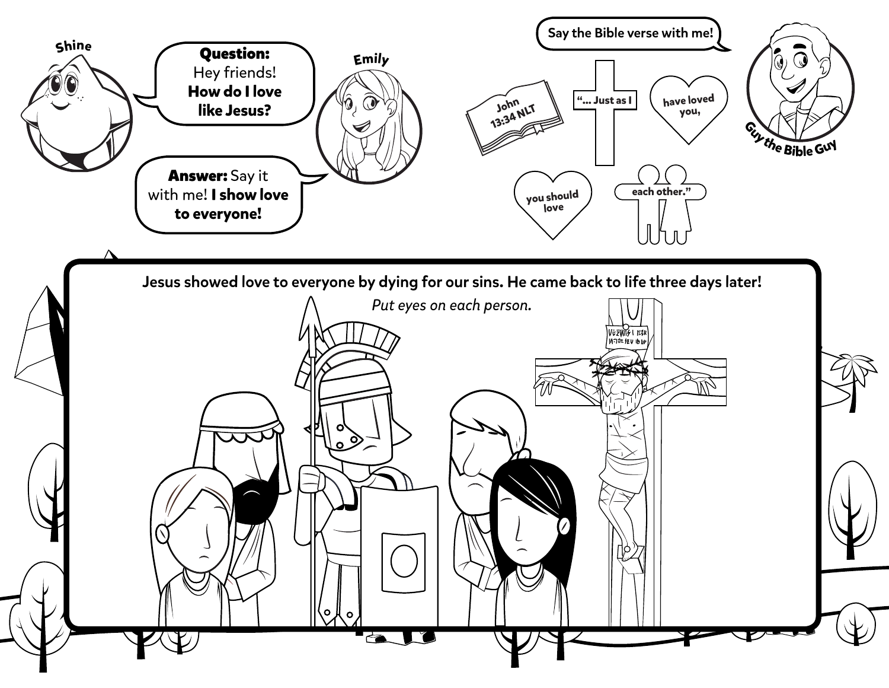Shine

**Question:** Hey friends! **How do I love like Jesus?**

Emily

**Answer:** Say it with me! **I show love to everyone!**

Say the Bible verse with me!

John 13:34 NLT

"... Just as I

have loved you,

you should love

each other."

Guy the Bible Guy

**Jesus showed love to everyone by dying for our sins. He came back to life three days later!**

*Put eyes on each person.*